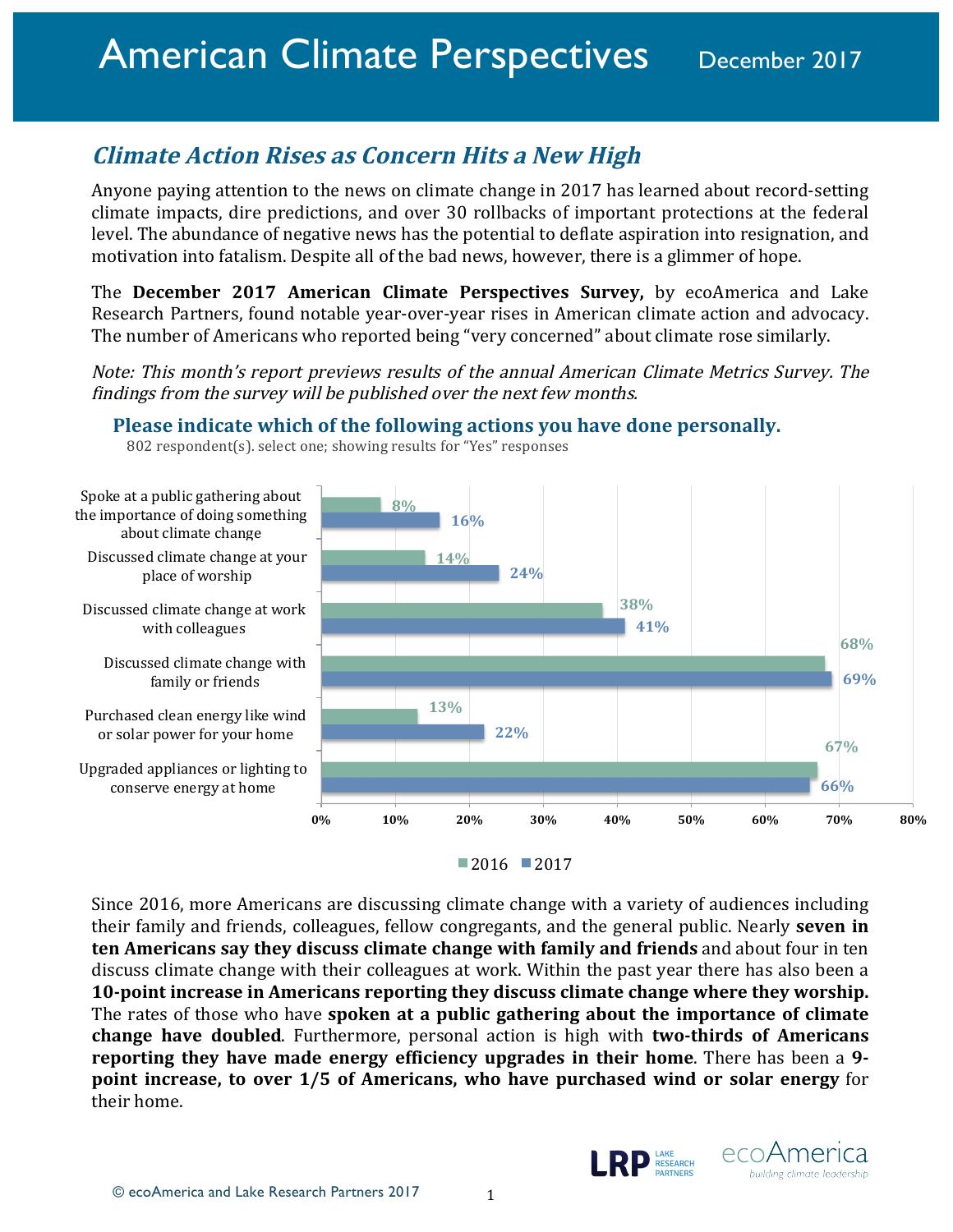# American Climate Perspectives December 2017

## *Climate Action Rises as Concern Hits a New High*

Anyone paying attention to the news on climate change in 2017 has learned about record-setting climate impacts, dire predictions, and over 30 rollbacks of important protections at the federal level. The abundance of negative news has the potential to deflate aspiration into resignation, and motivation into fatalism. Despite all of the bad news, however, there is a glimmer of hope.

The **December 2017 American Climate Perspectives Survey,** by ecoAmerica and Lake Research Partners, found notable year-over-year rises in American climate action and advocacy. The number of Americans who reported being "very concerned" about climate rose similarly.

*Note: This month's report previews results of the annual American Climate Metrics Survey. The findings from the survey will be published over the next few months.*

### Please indicate which of the following actions you have done personally.

802 respondent(s). select one; showing results for "Yes" responses

| Action | 2016 | 2017 |
|---|---|---|
| Spoke at a public gathering about the importance of doing something about climate change | 8% | 16% |
| Discussed climate change at your place of worship | 14% | 24% |
| Discussed climate change at work with colleagues | 38% | 41% |
| Discussed climate change with family or friends | 68% | 69% |
| Purchased clean energy like wind or solar power for your home | 13% | 22% |
| Upgraded appliances or lighting to conserve energy at home | 67% | 66% |

Since 2016, more Americans are discussing climate change with a variety of audiences including their family and friends, colleagues, fellow congregants, and the general public. Nearly **seven in ten Americans say they discuss climate change with family and friends** and about four in ten discuss climate change with their colleagues at work. Within the past year there has also been a **10-point increase in Americans reporting they discuss climate change where they worship.** The rates of those who have **spoken at a public gathering about the importance of climate change have doubled**. Furthermore, personal action is high with **two-thirds of Americans reporting they have made energy efficiency upgrades in their home**. There has been a **9-point increase, to over 1/5 of Americans, who have purchased wind or solar energy** for their home.

© ecoAmerica and Lake Research Partners 2017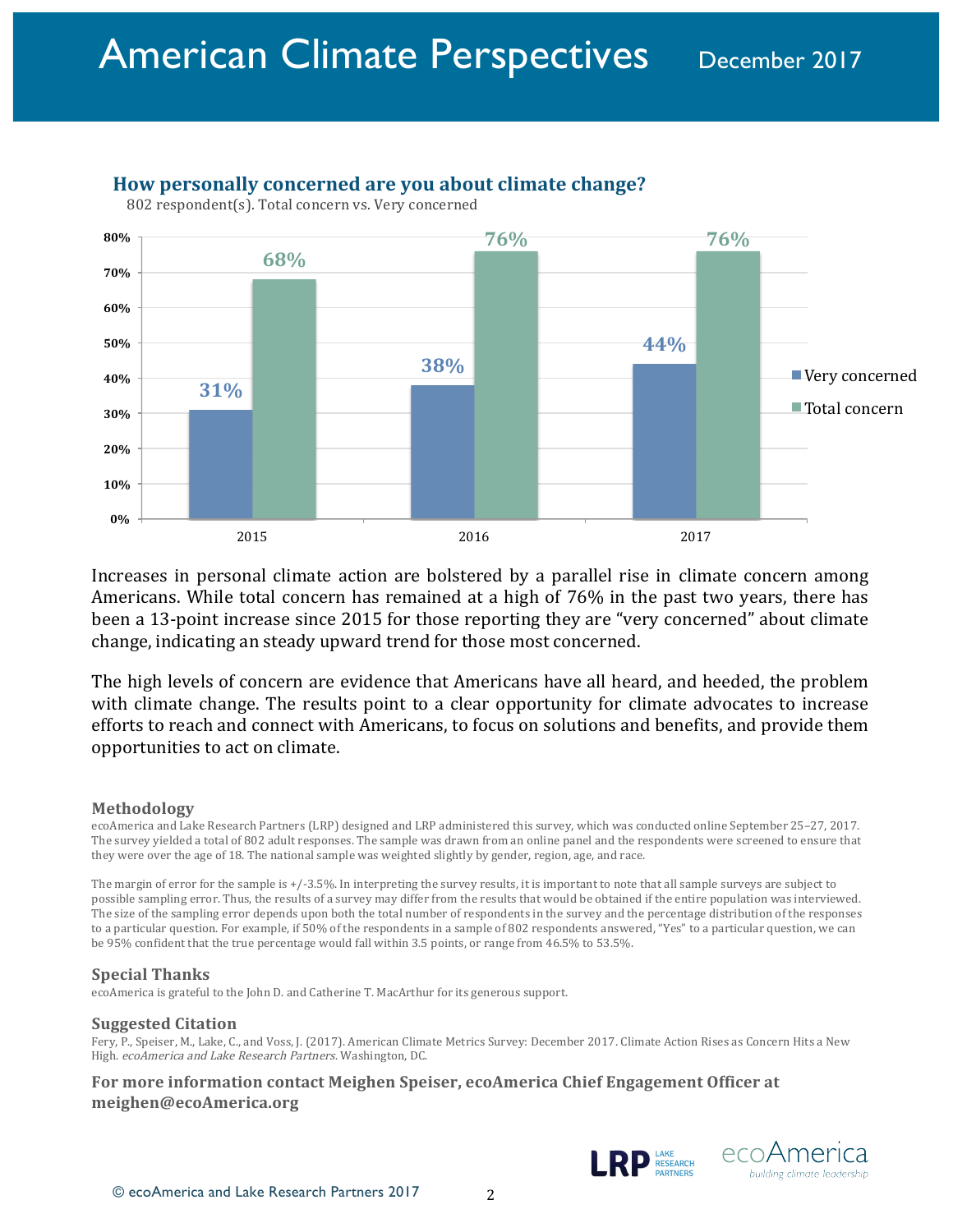# American Climate Perspectives

December 2017

### How personally concerned are you about climate change?

802 respondent(s). Total concern vs. Very concerned

80%
70%
60%
50%
40%
30%
20%
10%
0%

2015: 31% 68%
2016: 38% 76%
2017: 44% 76%

Very concerned
Total concern

Increases in personal climate action are bolstered by a parallel rise in climate concern among Americans. While total concern has remained at a high of 76% in the past two years, there has been a 13-point increase since 2015 for those reporting they are "very concerned" about climate change, indicating an steady upward trend for those most concerned.

The high levels of concern are evidence that Americans have all heard, and heeded, the problem with climate change. The results point to a clear opportunity for climate advocates to increase efforts to reach and connect with Americans, to focus on solutions and benefits, and provide them opportunities to act on climate.

#### Methodology

ecoAmerica and Lake Research Partners (LRP) designed and LRP administered this survey, which was conducted online September 25–27, 2017. The survey yielded a total of 802 adult responses. The sample was drawn from an online panel and the respondents were screened to ensure that they were over the age of 18. The national sample was weighted slightly by gender, region, age, and race.

The margin of error for the sample is +/-3.5%. In interpreting the survey results, it is important to note that all sample surveys are subject to possible sampling error. Thus, the results of a survey may differ from the results that would be obtained if the entire population was interviewed. The size of the sampling error depends upon both the total number of respondents in the survey and the percentage distribution of the responses to a particular question. For example, if 50% of the respondents in a sample of 802 respondents answered, "Yes" to a particular question, we can be 95% confident that the true percentage would fall within 3.5 points, or range from 46.5% to 53.5%.

#### Special Thanks

ecoAmerica is grateful to the John D. and Catherine T. MacArthur for its generous support.

#### Suggested Citation

Fery, P., Speiser, M., Lake, C., and Voss, J. (2017). American Climate Metrics Survey: December 2017. Climate Action Rises as Concern Hits a New High. *ecoAmerica and Lake Research Partners*. Washington, DC.

**For more information contact Meighen Speiser, ecoAmerica Chief Engagement Officer at meighen@ecoAmerica.org**

LRP LAKE RESEARCH PARTNERS

ecoAmerica building climate leadership

© ecoAmerica and Lake Research Partners 2017